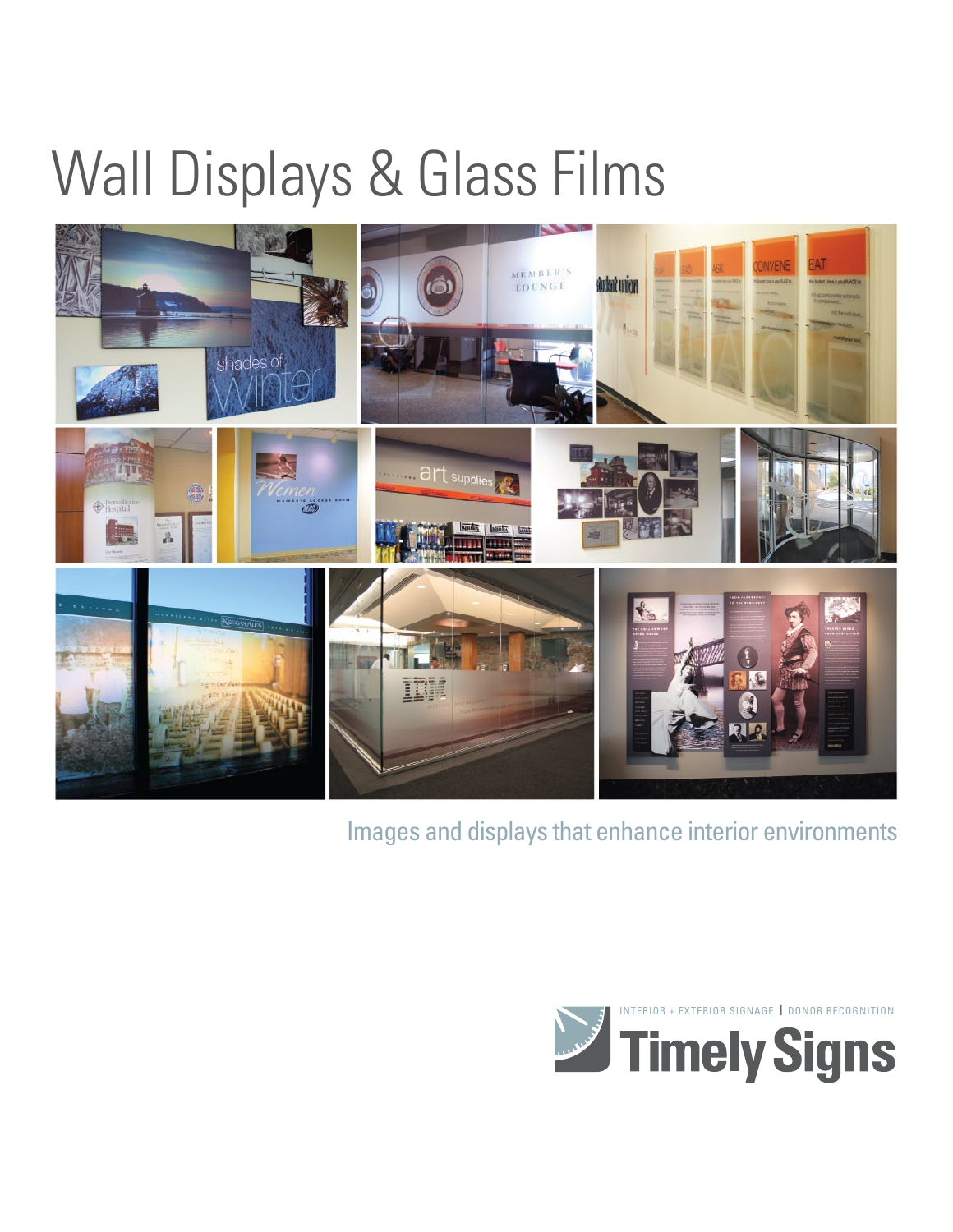# Wall Displays & Glass Films

Images and displays that enhance interior environments

INTERIOR + EXTERIOR SIGNAGE | DONOR RECOGNITION

Timely Signs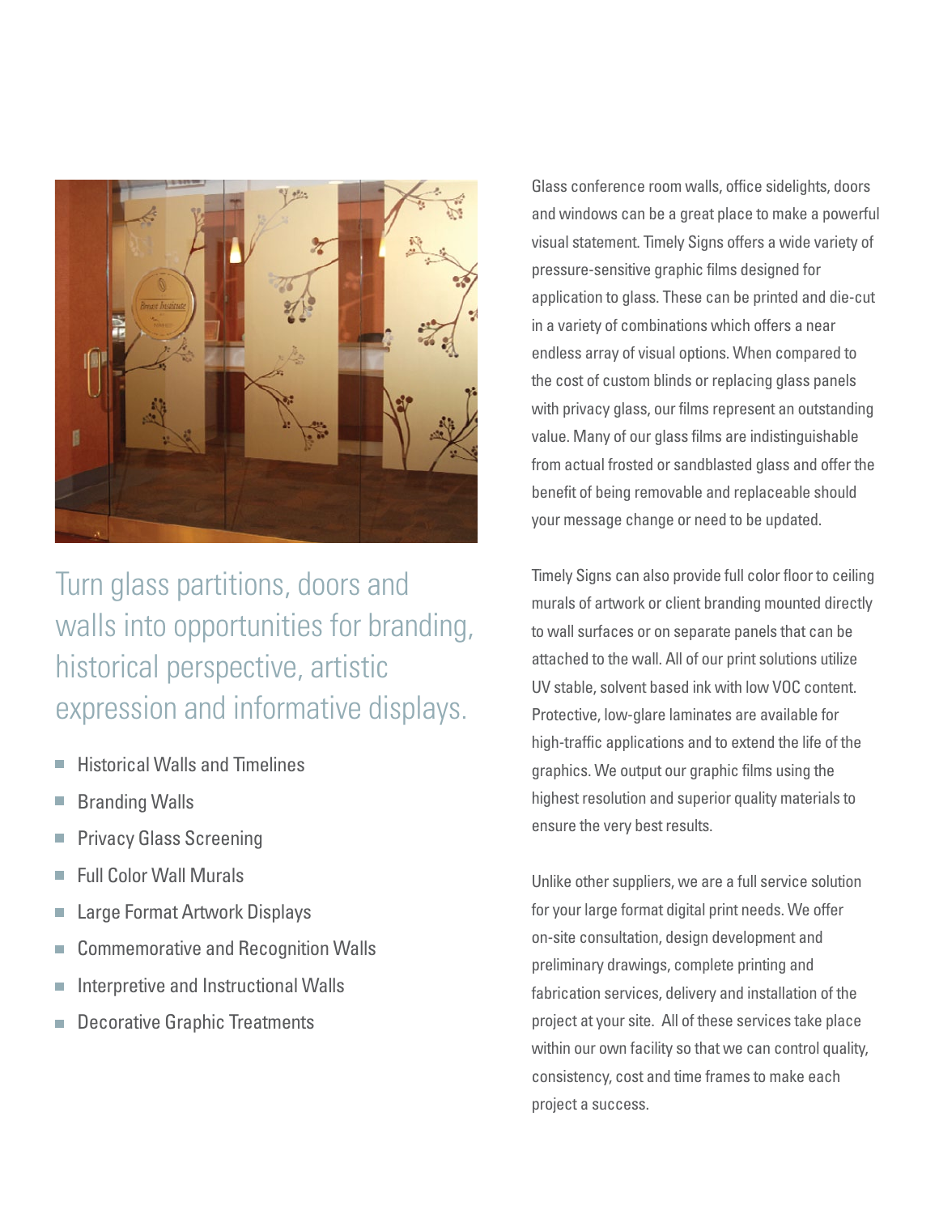## Turn glass partitions, doors and walls into opportunities for branding, historical perspective, artistic expression and informative displays.

- Historical Walls and Timelines
- Branding Walls
- Privacy Glass Screening
- Full Color Wall Murals
- Large Format Artwork Displays
- Commemorative and Recognition Walls
- Interpretive and Instructional Walls
- Decorative Graphic Treatments

Glass conference room walls, office sidelights, doors and windows can be a great place to make a powerful visual statement. Timely Signs offers a wide variety of pressure-sensitive graphic films designed for application to glass. These can be printed and die-cut in a variety of combinations which offers a near endless array of visual options. When compared to the cost of custom blinds or replacing glass panels with privacy glass, our films represent an outstanding value. Many of our glass films are indistinguishable from actual frosted or sandblasted glass and offer the benefit of being removable and replaceable should your message change or need to be updated.

Timely Signs can also provide full color floor to ceiling murals of artwork or client branding mounted directly to wall surfaces or on separate panels that can be attached to the wall. All of our print solutions utilize UV stable, solvent based ink with low VOC content. Protective, low-glare laminates are available for high-traffic applications and to extend the life of the graphics. We output our graphic films using the highest resolution and superior quality materials to ensure the very best results.

Unlike other suppliers, we are a full service solution for your large format digital print needs. We offer on-site consultation, design development and preliminary drawings, complete printing and fabrication services, delivery and installation of the project at your site. All of these services take place within our own facility so that we can control quality, consistency, cost and time frames to make each project a success.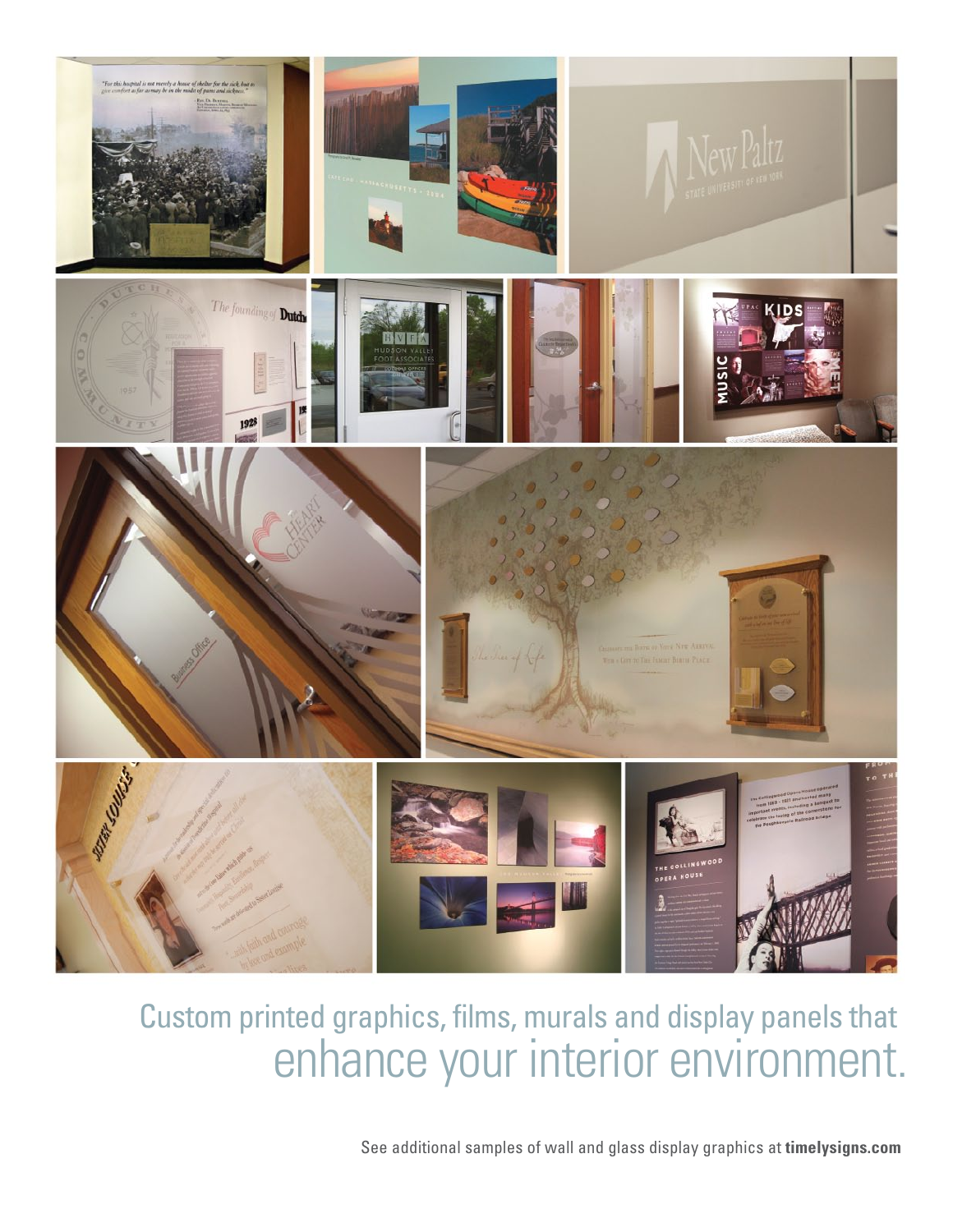Custom printed graphics, films, murals and display panels that enhance your interior environment.

See additional samples of wall and glass display graphics at **timelysigns.com**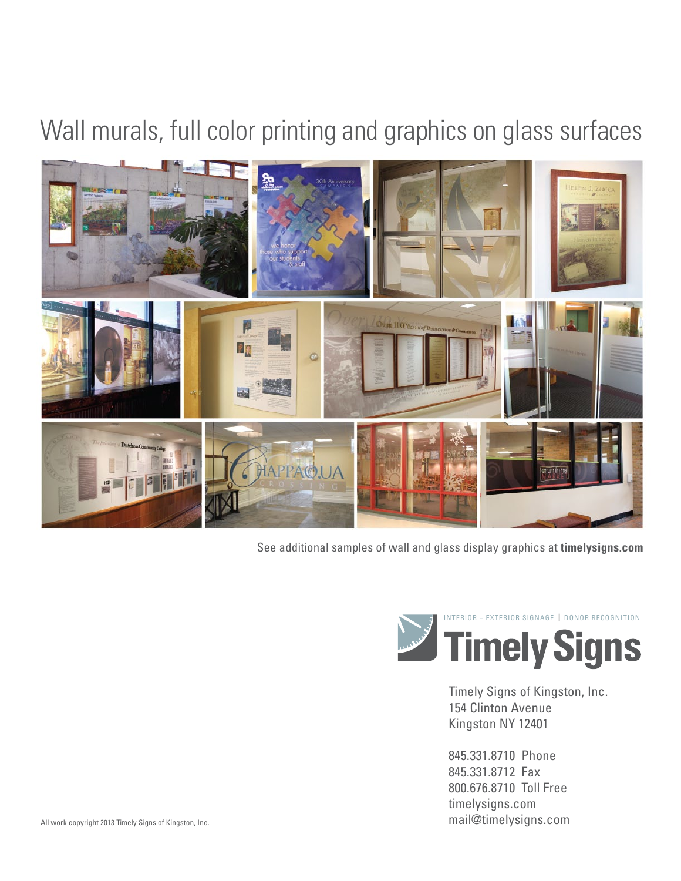# Wall murals, full color printing and graphics on glass surfaces

See additional samples of wall and glass display graphics at **timelysigns.com**

INTERIOR + EXTERIOR SIGNAGE | DONOR RECOGNITION

**Timely Signs**

Timely Signs of Kingston, Inc.
154 Clinton Avenue
Kingston NY 12401

845.331.8710 Phone
845.331.8712 Fax
800.676.8710 Toll Free
timelysigns.com
mail@timelysigns.com

All work copyright 2013 Timely Signs of Kingston, Inc.